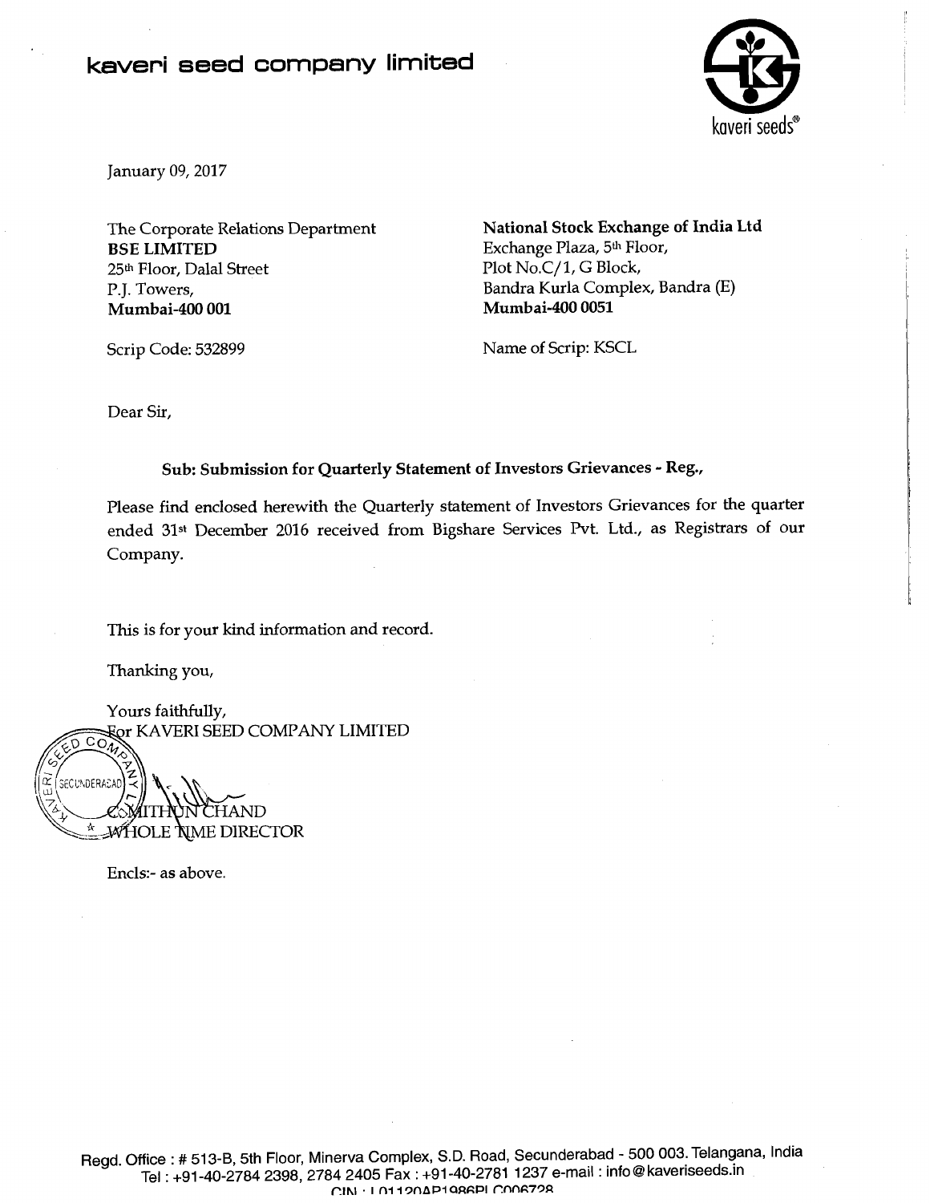# kaveri seed company limited

January 09, 2017

The Corporate Relations Department
**BSE LIMITED**
25th Floor, Dalal Street
P.J. Towers,
**Mumbai-400 001**

Scrip Code: 532899

**National Stock Exchange of India Ltd**
Exchange Plaza, 5th Floor,
Plot No.C/1, G Block,
Bandra Kurla Complex, Bandra (E)
**Mumbai-400 0051**

Name of Scrip: KSCL

Dear Sir,

**Sub: Submission for Quarterly Statement of Investors Grievances - Reg.,**

Please find enclosed herewith the Quarterly statement of Investors Grievances for the quarter ended 31st December 2016 received from Bigshare Services Pvt. Ltd., as Registrars of our Company.

This is for your kind information and record.

Thanking you,

Yours faithfully,
For KAVERI SEED COMPANY LIMITED

C. MITHUN CHAND
WHOLE TIME DIRECTOR

Encls:- as above.

Regd. Office : # 513-B, 5th Floor, Minerva Complex, S.D. Road, Secunderabad - 500 003. Telangana, India
Tel : +91-40-2784 2398, 2784 2405 Fax : +91-40-2781 1237 e-mail : info@kaveriseeds.in
CIN : L01120AP1986PLC006728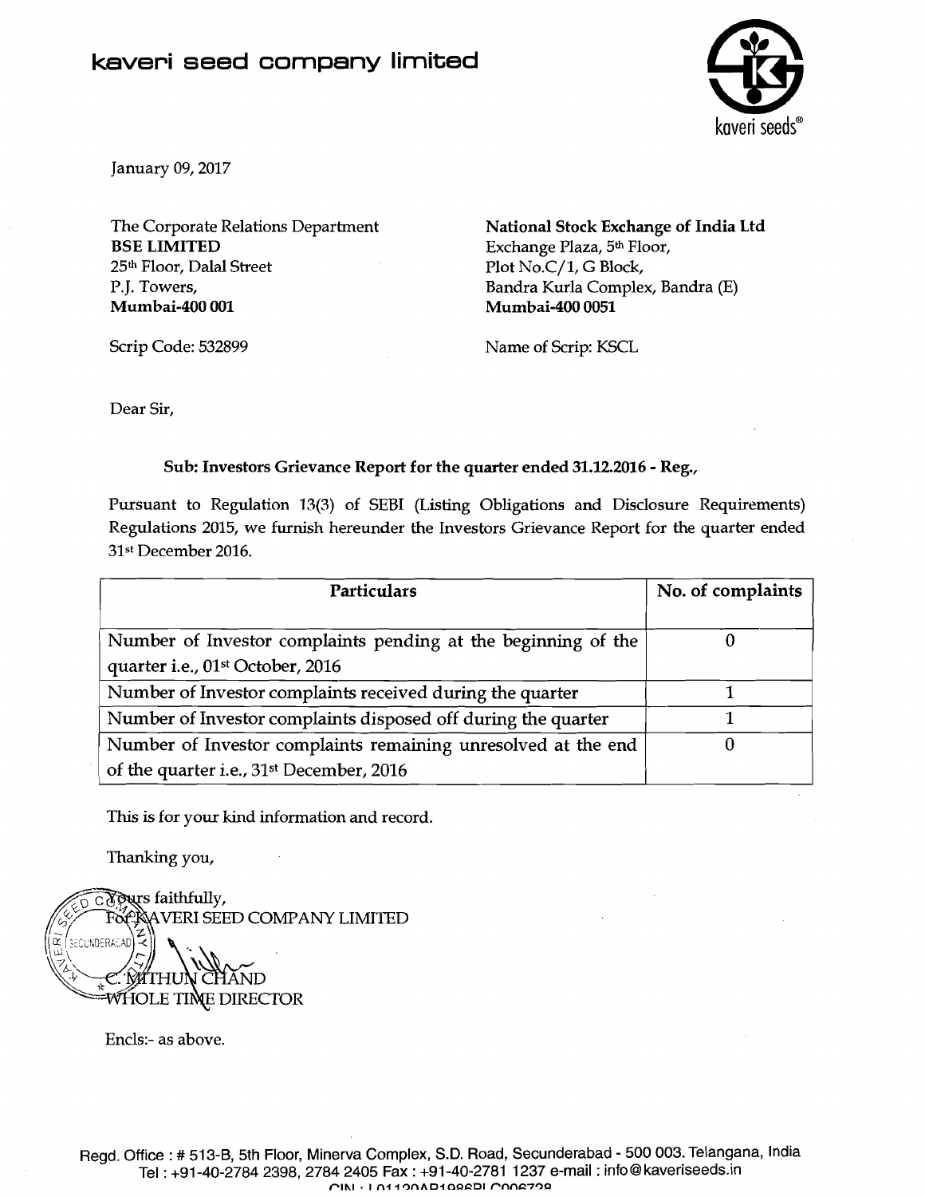# kaveri seed company limited

January 09, 2017

The Corporate Relations Department
**BSE LIMITED**
25th Floor, Dalal Street
P.J. Towers,
**Mumbai-400 001**

Scrip Code: 532899

**National Stock Exchange of India Ltd**
Exchange Plaza, 5th Floor,
Plot No.C/1, G Block,
Bandra Kurla Complex, Bandra (E)
**Mumbai-400 0051**

Name of Scrip: KSCL

Dear Sir,

**Sub: Investors Grievance Report for the quarter ended 31.12.2016 - Reg.,**

Pursuant to Regulation 13(3) of SEBI (Listing Obligations and Disclosure Requirements) Regulations 2015, we furnish hereunder the Investors Grievance Report for the quarter ended 31st December 2016.

| Particulars | No. of complaints |
|---|---|
| Number of Investor complaints pending at the beginning of the quarter i.e., 01st October, 2016 | 0 |
| Number of Investor complaints received during the quarter | 1 |
| Number of Investor complaints disposed off during the quarter | 1 |
| Number of Investor complaints remaining unresolved at the end of the quarter i.e., 31st December, 2016 | 0 |

This is for your kind information and record.

Thanking you,

Yours faithfully,
For KAVERI SEED COMPANY LIMITED

C. MITHUN CHAND
WHOLE TIME DIRECTOR

Encls:- as above.

Regd. Office : # 513-B, 5th Floor, Minerva Complex, S.D. Road, Secunderabad - 500 003. Telangana, India
Tel : +91-40-2784 2398, 2784 2405 Fax : +91-40-2781 1237 e-mail : info@kaveriseeds.in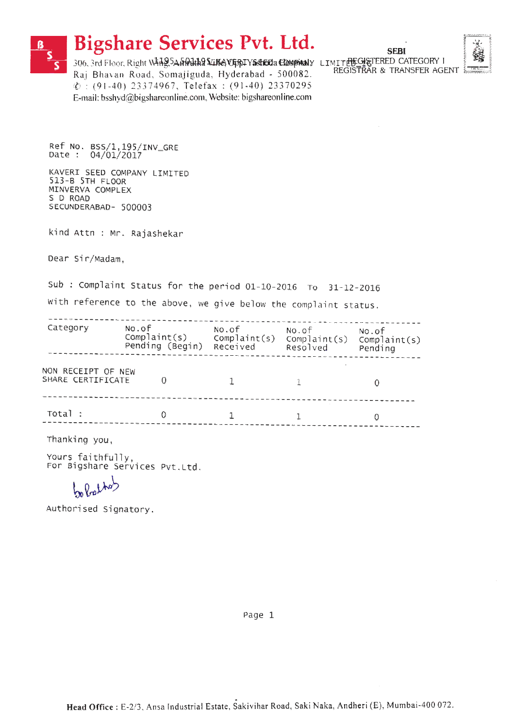# Bigshare Services Pvt. Ltd.

306, 3rd Floor, Right Wing, Amrutha Ville, Opp. Yashoda Hospital,
Raj Bhavan Road, Somajiguda, Hyderabad - 500082.
✆ : (91-40) 23374967, Telefax : (91-40) 23370295
E-mail: bsshyd@bigshareonline.com, Website: bigshareonline.com

SEBI
REGISTERED CATEGORY I
REGISTRAR & TRANSFER AGENT

Ref No. BSS/1,195/INV_GRE
Date : 04/01/2017

KAVERI SEED COMPANY LIMITED
513-B 5TH FLOOR
MINVERVA COMPLEX
S D ROAD
SECUNDERABAD- 500003

kind Attn : Mr. Rajashekar

Dear Sir/Madam,

Sub : Complaint Status for the period 01-10-2016 To 31-12-2016

With reference to the above, we give below the complaint status.

| Category | No.of Complaint(s) Pending (Begin) | No.of Complaint(s) Received | No.of Complaint(s) Resolved | No.of Complaint(s) Pending |
|---|---|---|---|---|
| NON RECEIPT OF NEW SHARE CERTIFICATE | 0 | 1 | 1 | 0 |
| Total : | 0 | 1 | 1 | 0 |

Thanking you,

Yours faithfully,
For Bigshare Services Pvt.Ltd.

Authorised Signatory.

**Head Office** : E-2/3, Ansa Industrial Estate, Sakivihar Road, Saki Naka, Andheri (E), Mumbai-400 072.